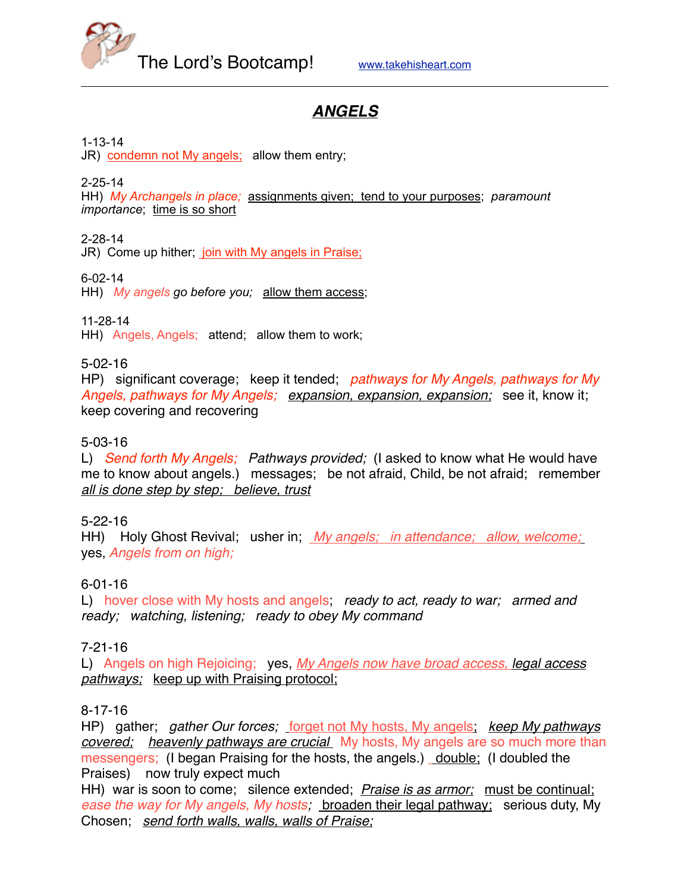The Lord's Bootcamp! www.takehisheart.com

## ***ANGELS***

1-13-14
JR) condemn not My angels; allow them entry;

2-25-14
HH) *My Archangels in place;* assignments given; tend to your purposes; *paramount importance*; time is so short

2-28-14
JR) Come up hither; join with My angels in Praise;

6-02-14
HH) *My angels go before you;* allow them access;

11-28-14
HH) Angels, Angels; attend; allow them to work;

5-02-16
HP) significant coverage; keep it tended; *pathways for My Angels, pathways for My Angels, pathways for My Angels;* *expansion, expansion, expansion;* see it, know it; keep covering and recovering

5-03-16
L) *Send forth My Angels; Pathways provided;* (I asked to know what He would have me to know about angels.) messages; be not afraid, Child, be not afraid; remember *all is done step by step; believe, trust*

5-22-16
HH) Holy Ghost Revival; usher in; *My angels; in attendance; allow, welcome;* yes, *Angels from on high;*

6-01-16
L) hover close with My hosts and angels; *ready to act, ready to war; armed and ready; watching, listening; ready to obey My command*

7-21-16
L) Angels on high Rejoicing; yes, *My Angels now have broad access, legal access pathways;* keep up with Praising protocol;

8-17-16
HP) gather; *gather Our forces;* forget not My hosts, My angels; *keep My pathways covered; heavenly pathways are crucial* My hosts, My angels are so much more than messengers; (I began Praising for the hosts, the angels.) double; (I doubled the Praises) now truly expect much
HH) war is soon to come; silence extended; *Praise is as armor;* must be continual; *ease the way for My angels, My hosts;* broaden their legal pathway; serious duty, My Chosen; *send forth walls, walls, walls of Praise;*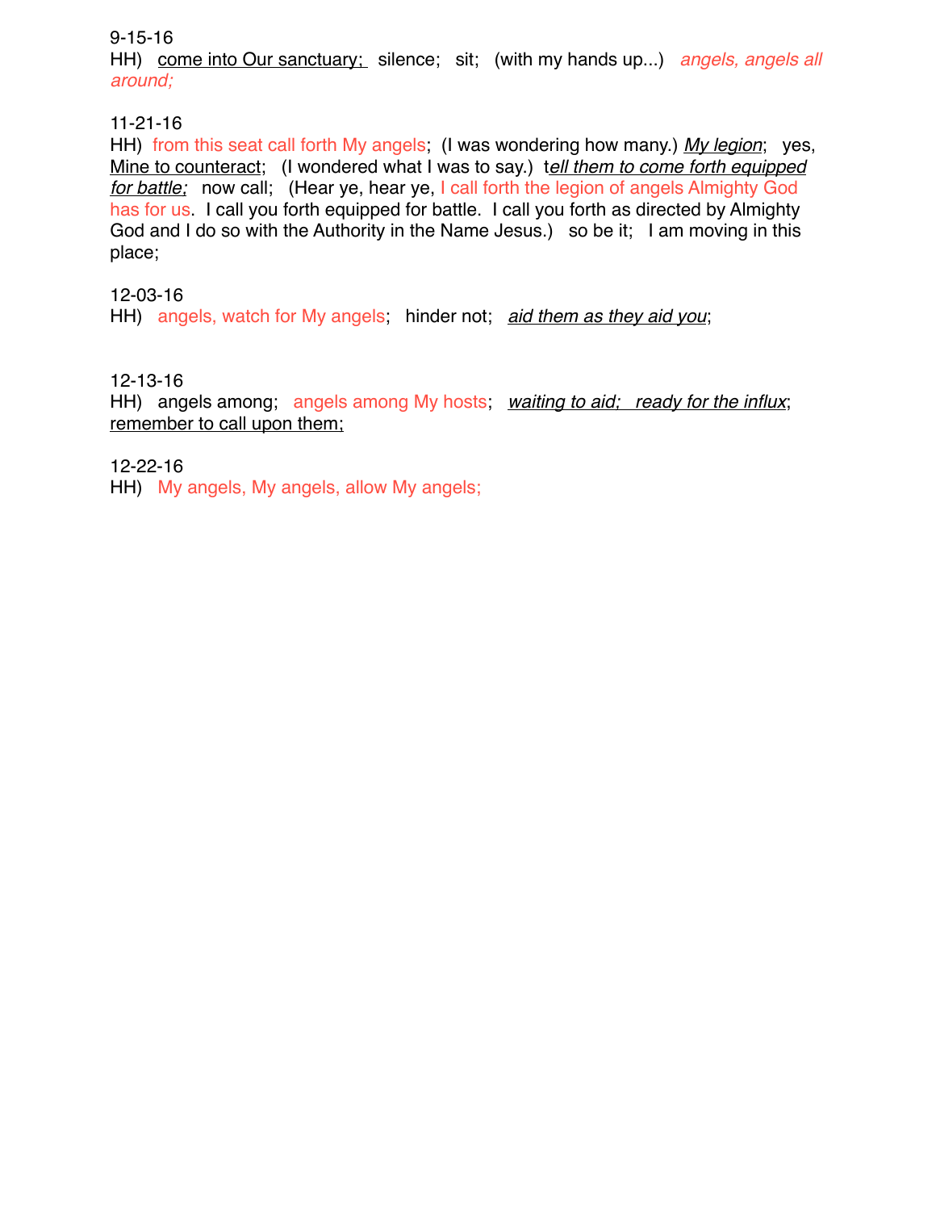9-15-16

HH) <u>come into Our sanctuary;</u> silence; sit; (with my hands up...) *angels, angels all around;*

11-21-16

HH) from this seat call forth My angels; (I was wondering how many.) <u>*My legion*</u>; yes, <u>Mine to counteract</u>; (I wondered what I was to say.) t<u>*ell them to come forth equipped for battle;*</u> now call; (Hear ye, hear ye, I call forth the legion of angels Almighty God has for us. I call you forth equipped for battle. I call you forth as directed by Almighty God and I do so with the Authority in the Name Jesus.) so be it; I am moving in this place;

12-03-16

HH) angels, watch for My angels; hinder not; <u>*aid them as they aid you*</u>;

12-13-16

HH) angels among; angels among My hosts; <u>*waiting to aid; ready for the influx*</u>; <u>remember to call upon them;</u>

12-22-16

HH) My angels, My angels, allow My angels;